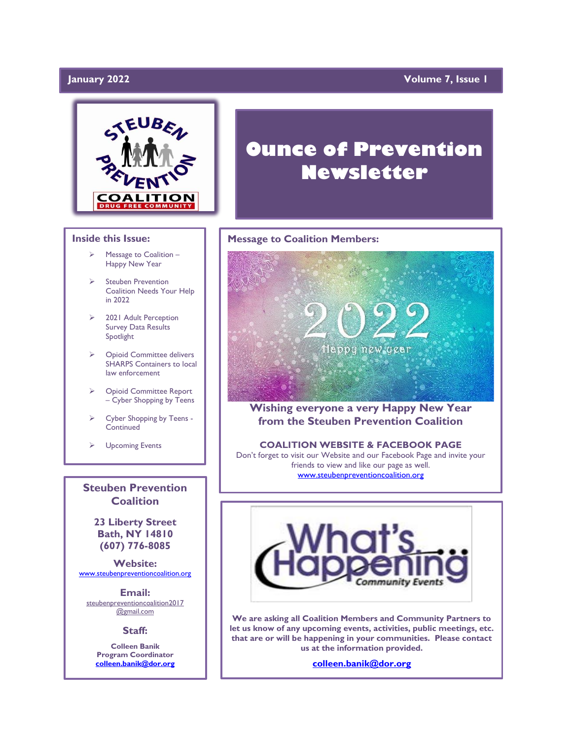**January 2022** **Volume 7, Issue 1**

# Ounce of Prevention Newsletter

## Inside this Issue:

- Message to Coalition – Happy New Year
- Steuben Prevention Coalition Needs Your Help in 2022
- 2021 Adult Perception Survey Data Results Spotlight
- Opioid Committee delivers SHARPS Containers to local law enforcement
- Opioid Committee Report – Cyber Shopping by Teens
- Cyber Shopping by Teens - Continued
- Upcoming Events

## Steuben Prevention Coalition

**23 Liberty Street**
**Bath, NY 14810**
**(607) 776-8085**

**Website:**
www.steubenpreventioncoalition.org

**Email:**
steubenpreventioncoalition2017@gmail.com

**Staff:**

**Colleen Banik**
**Program Coordinator**
**colleen.banik@dor.org**

## Message to Coalition Members:

**Wishing everyone a very Happy New Year from the Steuben Prevention Coalition**

**COALITION WEBSITE & FACEBOOK PAGE**

Don't forget to visit our Website and our Facebook Page and invite your friends to view and like our page as well.

www.steubenpreventioncoalition.org

**We are asking all Coalition Members and Community Partners to let us know of any upcoming events, activities, public meetings, etc. that are or will be happening in your communities. Please contact us at the information provided.**

**colleen.banik@dor.org**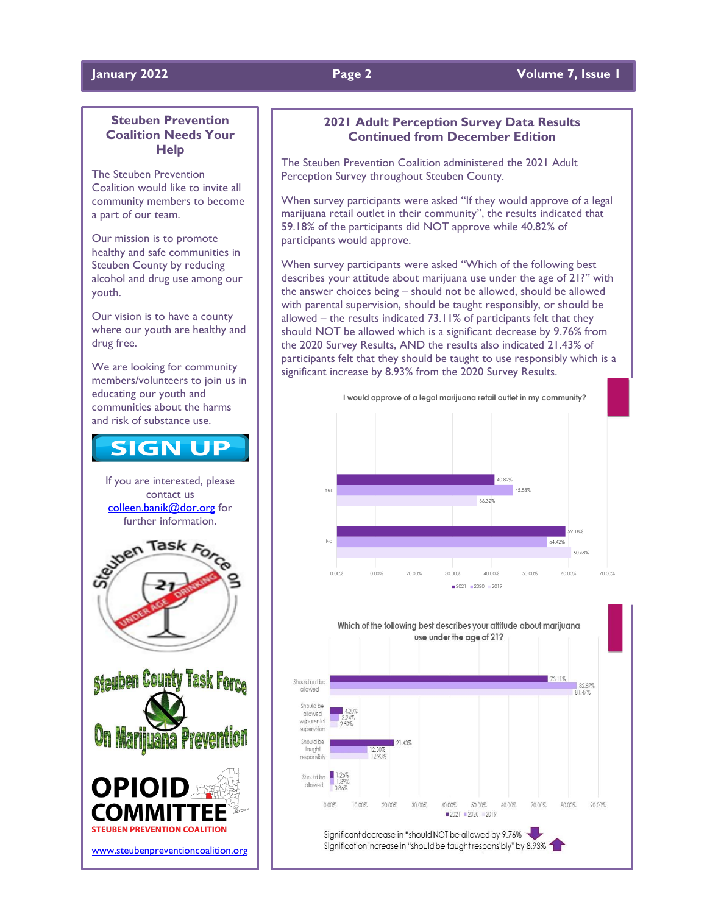## Steuben Prevention Coalition Needs Your Help

The Steuben Prevention Coalition would like to invite all community members to become a part of our team.

Our mission is to promote healthy and safe communities in Steuben County by reducing alcohol and drug use among our youth.

Our vision is to have a county where our youth are healthy and drug free.

We are looking for community members/volunteers to join us in educating our youth and communities about the harms and risk of substance use.

**SIGN UP**

If you are interested, please contact us colleen.banik@dor.org for further information.

Steuben Task Force on 21 Under Age Drinking

Steuben County Task Force On Marijuana Prevention

OPIOID COMMITTEE
STEUBEN PREVENTION COALITION

www.steubenpreventioncoalition.org

## 2021 Adult Perception Survey Data Results Continued from December Edition

The Steuben Prevention Coalition administered the 2021 Adult Perception Survey throughout Steuben County.

When survey participants were asked "If they would approve of a legal marijuana retail outlet in their community", the results indicated that 59.18% of the participants did NOT approve while 40.82% of participants would approve.

When survey participants were asked "Which of the following best describes your attitude about marijuana use under the age of 21?" with the answer choices being – should not be allowed, should be allowed with parental supervision, should be taught responsibly, or should be allowed – the results indicated 73.11% of participants felt that they should NOT be allowed which is a significant decrease by 9.76% from the 2020 Survey Results, AND the results also indicated 21.43% of participants felt that they should be taught to use responsibly which is a significant increase by 8.93% from the 2020 Survey Results.

**I would approve of a legal marijuana retail outlet in my community?**

| | 2021 | 2020 | 2019 |
|---|---|---|---|
| Yes | 40.82% | 45.58% | 36.32% |
| No | 59.18% | 54.42% | 60.68% |

**Which of the following best describes your attitude about marijuana use under the age of 21?**

| | 2021 | 2020 | 2019 |
|---|---|---|---|
| Should not be allowed | 73.11% | 82.87% | 81.47% |
| Should be allowed w/parental supervision | 4.20% | 3.24% | 2.59% |
| Should be taught responsibly | 21.43% | 12.50% | 12.93% |
| Should be allowed | 1.26% | 1.39% | 0.86% |

Significant decrease in "should NOT be allowed by 9.76%
Signification increase in "should be taught responsibly" by 8.93%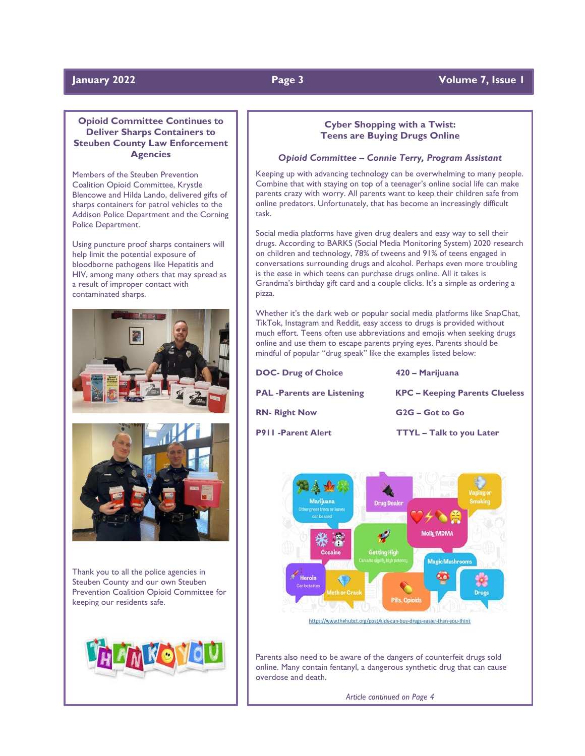## Opioid Committee Continues to Deliver Sharps Containers to Steuben County Law Enforcement Agencies

Members of the Steuben Prevention Coalition Opioid Committee, Krystle Blencowe and Hilda Lando, delivered gifts of sharps containers for patrol vehicles to the Addison Police Department and the Corning Police Department.

Using puncture proof sharps containers will help limit the potential exposure of bloodborne pathogens like Hepatitis and HIV, among many others that may spread as a result of improper contact with contaminated sharps.

Thank you to all the police agencies in Steuben County and our own Steuben Prevention Coalition Opioid Committee for keeping our residents safe.

## Cyber Shopping with a Twist: Teens are Buying Drugs Online

***Opioid Committee – Connie Terry, Program Assistant***

Keeping up with advancing technology can be overwhelming to many people. Combine that with staying on top of a teenager's online social life can make parents crazy with worry. All parents want to keep their children safe from online predators. Unfortunately, that has become an increasingly difficult task.

Social media platforms have given drug dealers and easy way to sell their drugs. According to BARKS (Social Media Monitoring System) 2020 research on children and technology, 78% of tweens and 91% of teens engaged in conversations surrounding drugs and alcohol. Perhaps even more troubling is the ease in which teens can purchase drugs online. All it takes is Grandma's birthday gift card and a couple clicks. It's a simple as ordering a pizza.

Whether it's the dark web or popular social media platforms like SnapChat, TikTok, Instagram and Reddit, easy access to drugs is provided without much effort. Teens often use abbreviations and emojis when seeking drugs online and use them to escape parents prying eyes. Parents should be mindful of popular "drug speak" like the examples listed below:

**DOC- Drug of Choice**

**PAL -Parents are Listening**

**RN- Right Now**

**P911 -Parent Alert**

**420 – Marijuana**

**KPC – Keeping Parents Clueless**

**G2G – Got to Go**

**TTYL – Talk to you Later**

https://www.thehubct.org/post/kids-can-buy-drugs-easier-than-you-think

Parents also need to be aware of the dangers of counterfeit drugs sold online. Many contain fentanyl, a dangerous synthetic drug that can cause overdose and death.

*Article continued on Page 4*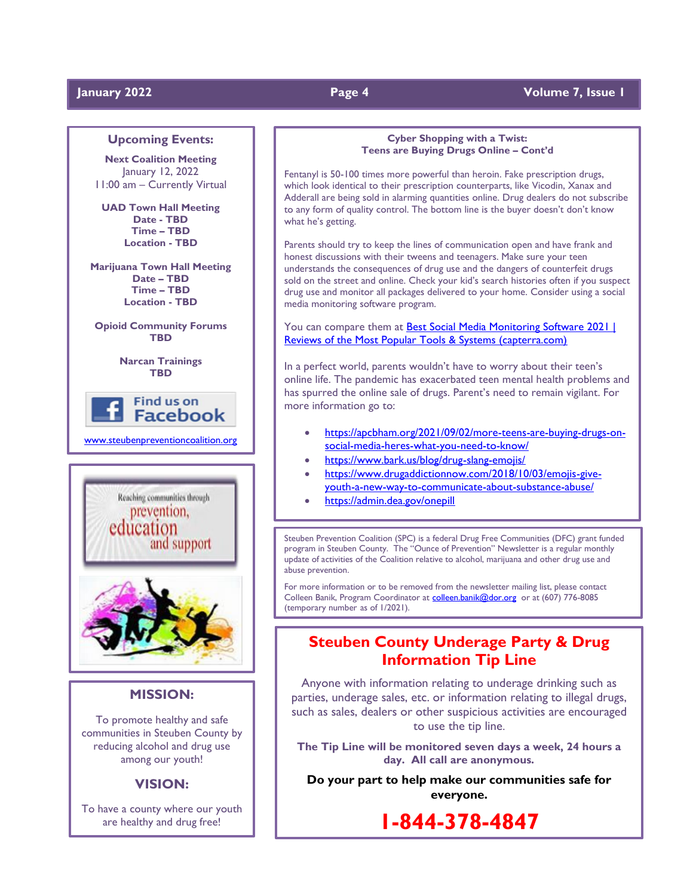## Upcoming Events:

**Next Coalition Meeting**
January 12, 2022
11:00 am – Currently Virtual

**UAD Town Hall Meeting**
**Date - TBD**
**Time – TBD**
**Location - TBD**

**Marijuana Town Hall Meeting**
**Date – TBD**
**Time – TBD**
**Location - TBD**

**Opioid Community Forums**
**TBD**

**Narcan Trainings**
**TBD**

Find us on Facebook

www.steubenpreventioncoalition.org

Reaching communities through prevention, education and support

## MISSION:

To promote healthy and safe communities in Steuben County by reducing alcohol and drug use among our youth!

## VISION:

To have a county where our youth are healthy and drug free!

### Cyber Shopping with a Twist: Teens are Buying Drugs Online – Cont'd

Fentanyl is 50-100 times more powerful than heroin. Fake prescription drugs, which look identical to their prescription counterparts, like Vicodin, Xanax and Adderall are being sold in alarming quantities online. Drug dealers do not subscribe to any form of quality control. The bottom line is the buyer doesn't don't know what he's getting.

Parents should try to keep the lines of communication open and have frank and honest discussions with their tweens and teenagers. Make sure your teen understands the consequences of drug use and the dangers of counterfeit drugs sold on the street and online. Check your kid's search histories often if you suspect drug use and monitor all packages delivered to your home. Consider using a social media monitoring software program.

You can compare them at Best Social Media Monitoring Software 2021 | Reviews of the Most Popular Tools & Systems (capterra.com)

In a perfect world, parents wouldn't have to worry about their teen's online life. The pandemic has exacerbated teen mental health problems and has spurred the online sale of drugs. Parent's need to remain vigilant. For more information go to:

- https://apcbham.org/2021/09/02/more-teens-are-buying-drugs-on-social-media-heres-what-you-need-to-know/
- https://www.bark.us/blog/drug-slang-emojis/
- https://www.drugaddictionnow.com/2018/10/03/emojis-give-youth-a-new-way-to-communicate-about-substance-abuse/
- https://admin.dea.gov/onepill

Steuben Prevention Coalition (SPC) is a federal Drug Free Communities (DFC) grant funded program in Steuben County. The "Ounce of Prevention" Newsletter is a regular monthly update of activities of the Coalition relative to alcohol, marijuana and other drug use and abuse prevention.

For more information or to be removed from the newsletter mailing list, please contact Colleen Banik, Program Coordinator at colleen.banik@dor.org or at (607) 776-8085 (temporary number as of 1/2021).

## Steuben County Underage Party & Drug Information Tip Line

Anyone with information relating to underage drinking such as parties, underage sales, etc. or information relating to illegal drugs, such as sales, dealers or other suspicious activities are encouraged to use the tip line.

**The Tip Line will be monitored seven days a week, 24 hours a day. All call are anonymous.**

**Do your part to help make our communities safe for everyone.**

**1-844-378-4847**